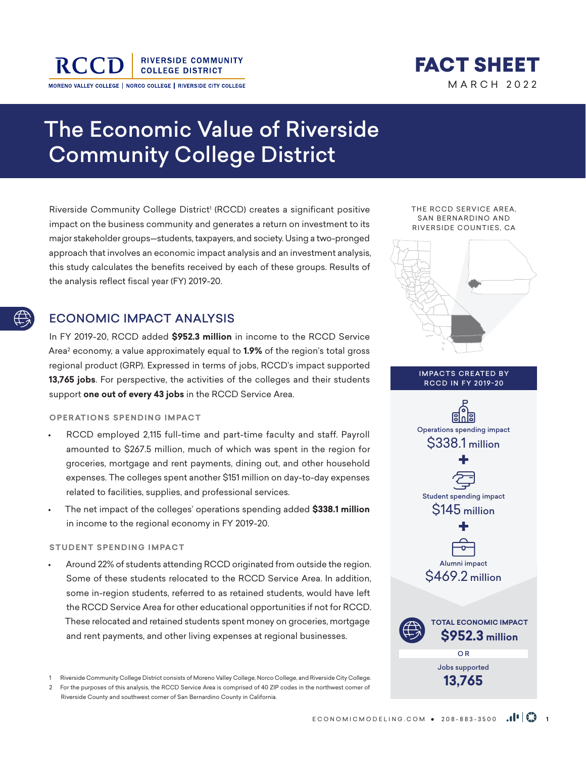RCCD | RIVERSIDE COMMUNITY COLLEGE DISTRICT

MORENO VALLEY COLLEGE | NORCO COLLEGE | RIVERSIDE CITY COLLEGE

**FACT SHEET**

MARCH 2022

# The Economic Value of Riverside Community College District

Riverside Community College District[1] (RCCD) creates a significant positive impact on the business community and generates a return on investment to its major stakeholder groups—students, taxpayers, and society. Using a two-pronged approach that involves an economic impact analysis and an investment analysis, this study calculates the benefits received by each of these groups. Results of the analysis reflect fiscal year (FY) 2019-20.

## ECONOMIC IMPACT ANALYSIS

In FY 2019-20, RCCD added **$952.3 million** in income to the RCCD Service Area[2] economy, a value approximately equal to **1.9%** of the region's total gross regional product (GRP). Expressed in terms of jobs, RCCD's impact supported **13,765 jobs**. For perspective, the activities of the colleges and their students support **one out of every 43 jobs** in the RCCD Service Area.

### OPERATIONS SPENDING IMPACT

- RCCD employed 2,115 full-time and part-time faculty and staff. Payroll amounted to $267.5 million, much of which was spent in the region for groceries, mortgage and rent payments, dining out, and other household expenses. The colleges spent another $151 million on day-to-day expenses related to facilities, supplies, and professional services.
- The net impact of the colleges' operations spending added **$338.1 million** in income to the regional economy in FY 2019-20.

### STUDENT SPENDING IMPACT

- Around 22% of students attending RCCD originated from outside the region. Some of these students relocated to the RCCD Service Area. In addition, some in-region students, referred to as retained students, would have left the RCCD Service Area for other educational opportunities if not for RCCD. These relocated and retained students spent money on groceries, mortgage and rent payments, and other living expenses at regional businesses.

THE RCCD SERVICE AREA, SAN BERNARDINO AND RIVERSIDE COUNTIES, CA

**IMPACTS CREATED BY RCCD IN FY 2019-20**

Operations spending impact
$338.1 million

+

Student spending impact
$145 million

+

Alumni impact
$469.2 million

**TOTAL ECONOMIC IMPACT**
**$952.3 million**

OR

Jobs supported
**13,765**

1 Riverside Community College District consists of Moreno Valley College, Norco College, and Riverside City College.

2 For the purposes of this analysis, the RCCD Service Area is comprised of 40 ZIP codes in the northwest corner of Riverside County and southwest corner of San Bernardino County in California.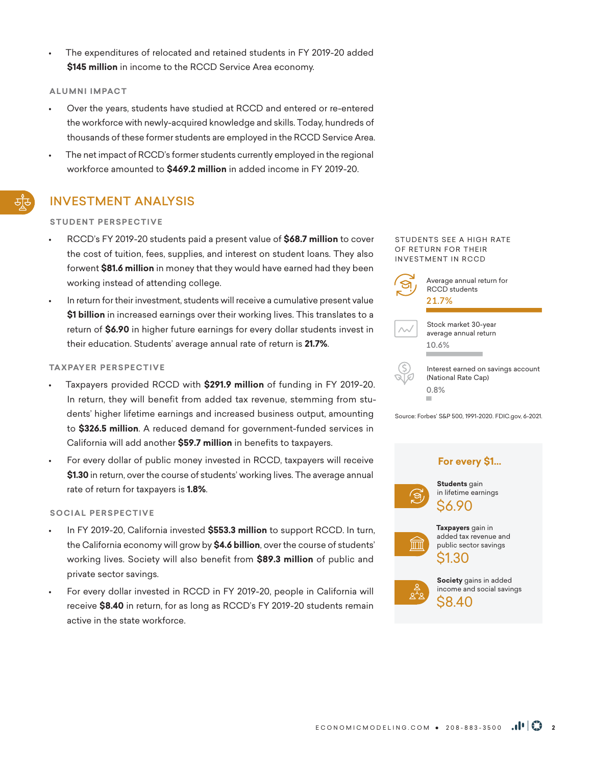- The expenditures of relocated and retained students in FY 2019-20 added **$145 million** in income to the RCCD Service Area economy.

### ALUMNI IMPACT

- Over the years, students have studied at RCCD and entered or re-entered the workforce with newly-acquired knowledge and skills. Today, hundreds of thousands of these former students are employed in the RCCD Service Area.
- The net impact of RCCD's former students currently employed in the regional workforce amounted to **$469.2 million** in added income in FY 2019-20.

## INVESTMENT ANALYSIS

### STUDENT PERSPECTIVE

- RCCD's FY 2019-20 students paid a present value of **$68.7 million** to cover the cost of tuition, fees, supplies, and interest on student loans. They also forwent **$81.6 million** in money that they would have earned had they been working instead of attending college.
- In return for their investment, students will receive a cumulative present value **$1 billion** in increased earnings over their working lives. This translates to a return of **$6.90** in higher future earnings for every dollar students invest in their education. Students' average annual rate of return is **21.7%**.

### TAXPAYER PERSPECTIVE

- Taxpayers provided RCCD with **$291.9 million** of funding in FY 2019-20. In return, they will benefit from added tax revenue, stemming from students' higher lifetime earnings and increased business output, amounting to **$326.5 million**. A reduced demand for government-funded services in California will add another **$59.7 million** in benefits to taxpayers.
- For every dollar of public money invested in RCCD, taxpayers will receive **$1.30** in return, over the course of students' working lives. The average annual rate of return for taxpayers is **1.8%**.

### SOCIAL PERSPECTIVE

- In FY 2019-20, California invested **$553.3 million** to support RCCD. In turn, the California economy will grow by **$4.6 billion**, over the course of students' working lives. Society will also benefit from **$89.3 million** of public and private sector savings.
- For every dollar invested in RCCD in FY 2019-20, people in California will receive **$8.40** in return, for as long as RCCD's FY 2019-20 students remain active in the state workforce.

STUDENTS SEE A HIGH RATE OF RETURN FOR THEIR INVESTMENT IN RCCD

Average annual return for RCCD students
21.7%

Stock market 30-year average annual return
10.6%

Interest earned on savings account (National Rate Cap)
0.8%

Source: Forbes' S&P 500, 1991-2020. FDIC.gov, 6-2021.

**For every $1...**

**Students** gain in lifetime earnings
$6.90

**Taxpayers** gain in added tax revenue and public sector savings
$1.30

**Society** gains in added income and social savings
$8.40